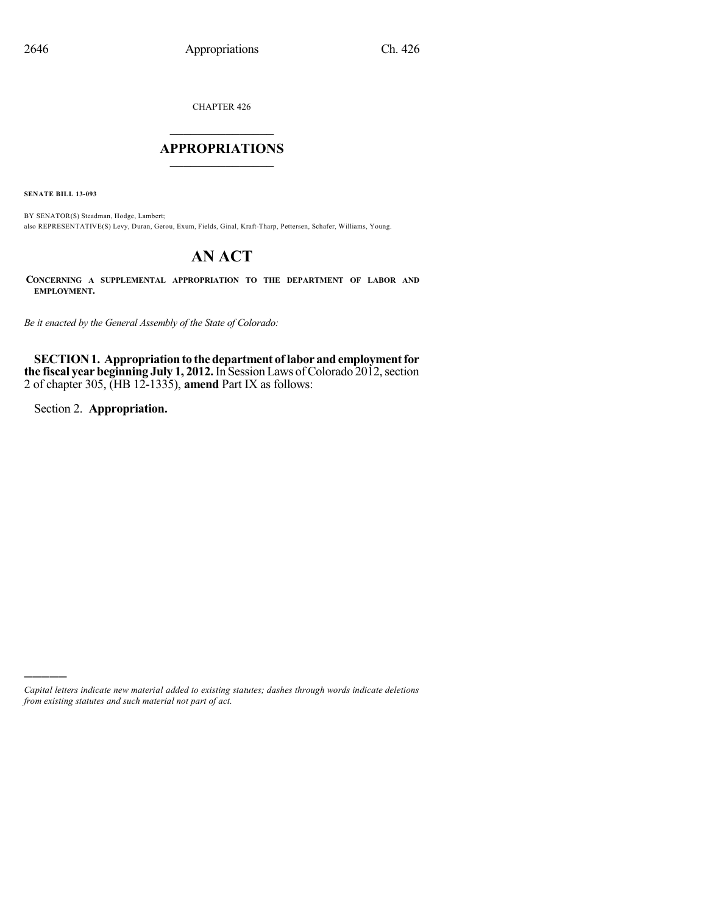CHAPTER 426

# APPROPRIATIONS

**SENATE BILL 13-093**

BY SENATOR(S) Steadman, Hodge, Lambert;
also REPRESENTATIVE(S) Levy, Duran, Gerou, Exum, Fields, Ginal, Kraft-Tharp, Pettersen, Schafer, Williams, Young.

# AN ACT

**CONCERNING A SUPPLEMENTAL APPROPRIATION TO THE DEPARTMENT OF LABOR AND EMPLOYMENT.**

*Be it enacted by the General Assembly of the State of Colorado:*

**SECTION 1. Appropriation to the department of labor and employment for the fiscal year beginning July 1, 2012.** In Session Laws of Colorado 2012, section 2 of chapter 305, (HB 12-1335), **amend** Part IX as follows:

Section 2. **Appropriation.**

*Capital letters indicate new material added to existing statutes; dashes through words indicate deletions from existing statutes and such material not part of act.*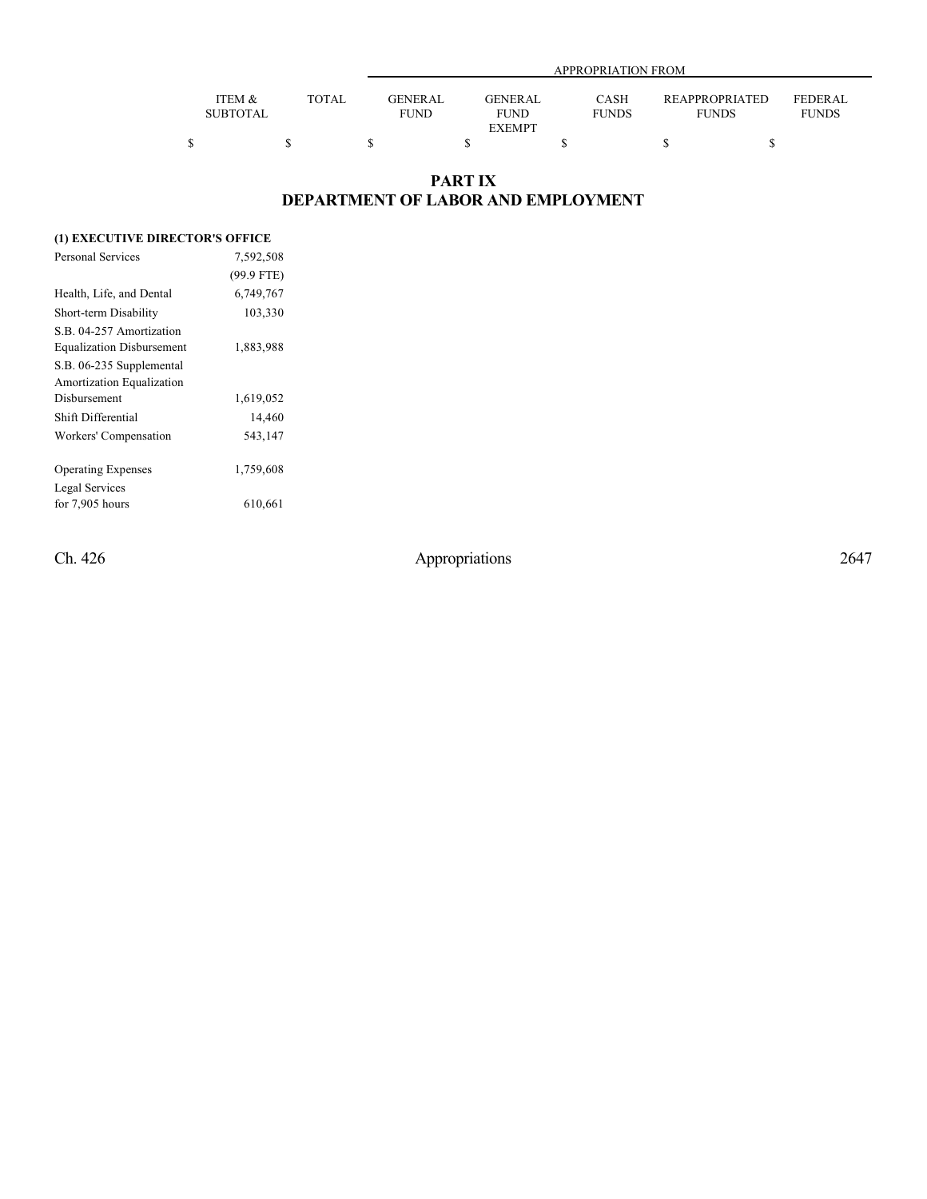| | ITEM & SUBTOTAL | TOTAL | APPROPRIATION FROM GENERAL FUND | GENERAL FUND EXEMPT | CASH FUNDS | REAPPROPRIATED FUNDS | FEDERAL FUNDS |
|---|---|---|---|---|---|---|---|
| | $ | $ | $ | $ | $ | $ | $ |

# PART IX
# DEPARTMENT OF LABOR AND EMPLOYMENT

**(1) EXECUTIVE DIRECTOR'S OFFICE**

| | ITEM & SUBTOTAL | TOTAL | GENERAL FUND | GENERAL FUND EXEMPT | CASH FUNDS | REAPPROPRIATED FUNDS | FEDERAL FUNDS |
|---|---|---|---|---|---|---|---|
| Personal Services | 7,592,508 | | | | | | |
| | (99.9 FTE) | | | | | | |
| Health, Life, and Dental | 6,749,767 | | | | | | |
| Short-term Disability | 103,330 | | | | | | |
| S.B. 04-257 Amortization Equalization Disbursement | 1,883,988 | | | | | | |
| S.B. 06-235 Supplemental Amortization Equalization Disbursement | 1,619,052 | | | | | | |
| Shift Differential | 14,460 | | | | | | |
| Workers' Compensation | 543,147 | | | | | | |
| Operating Expenses | 1,759,608 | | | | | | |
| Legal Services for 7,905 hours | 610,661 | | | | | | |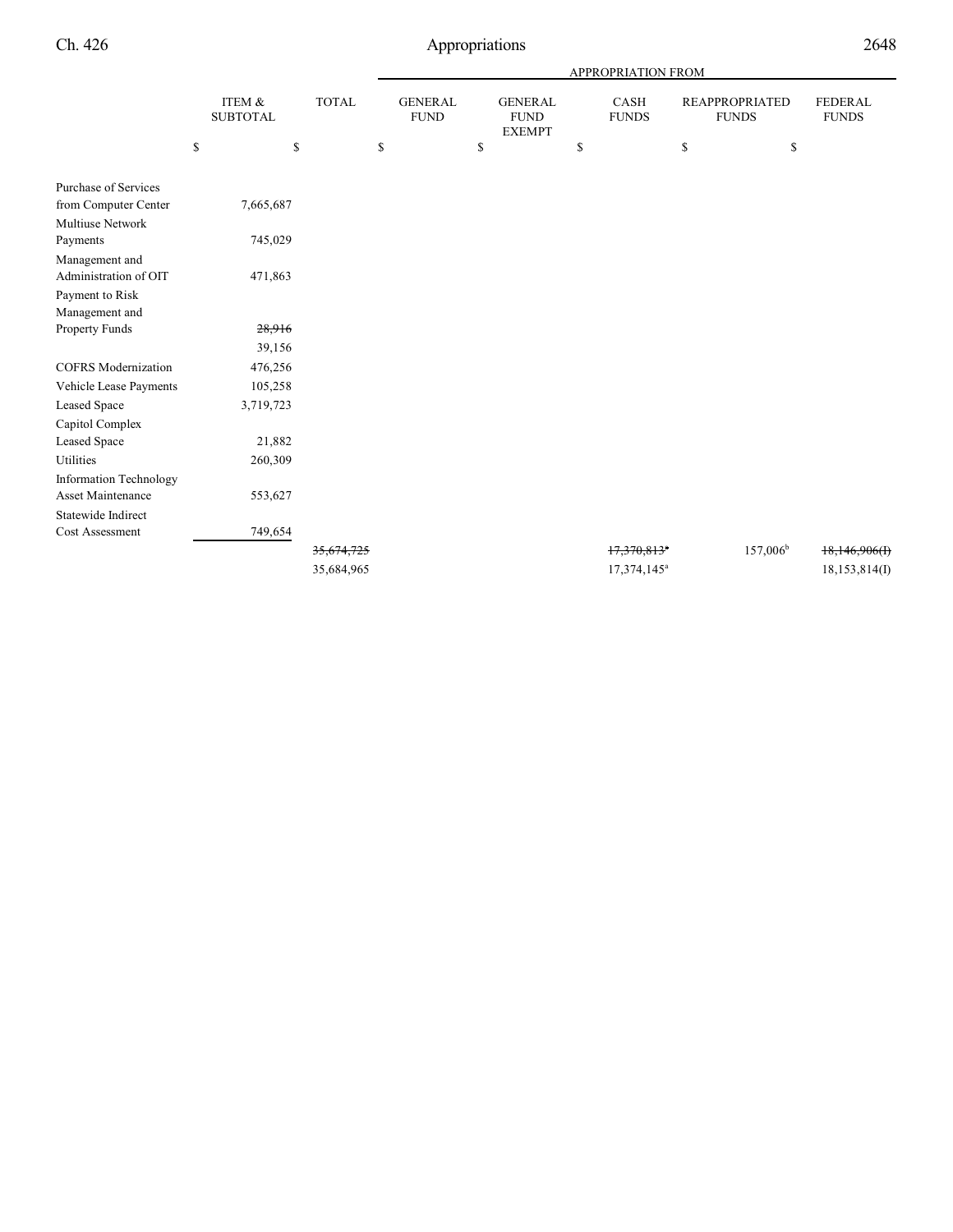| | ITEM & SUBTOTAL | TOTAL | APPROPRIATION FROM GENERAL FUND | GENERAL FUND EXEMPT | CASH FUNDS | REAPPROPRIATED FUNDS | FEDERAL FUNDS |
|---|---|---|---|---|---|---|---|
| | $ | $ | $ | $ | $ | $ | $ |
| Purchase of Services from Computer Center | 7,665,687 | | | | | | |
| Multiuse Network Payments | 745,029 | | | | | | |
| Management and Administration of OIT | 471,863 | | | | | | |
| Payment to Risk Management and Property Funds | ~~28,916~~ 39,156 | | | | | | |
| COFRS Modernization | 476,256 | | | | | | |
| Vehicle Lease Payments | 105,258 | | | | | | |
| Leased Space | 3,719,723 | | | | | | |
| Capitol Complex Leased Space | 21,882 | | | | | | |
| Utilities | 260,309 | | | | | | |
| Information Technology Asset Maintenance | 553,627 | | | | | | |
| Statewide Indirect Cost Assessment | 749,654 | | | | | | |
| | | ~~35,674,725~~ 35,684,965 | | | ~~17,370,813[a]~~ 17,374,145[a] | 157,006[b] | ~~18,146,906(I)~~ 18,153,814(I) |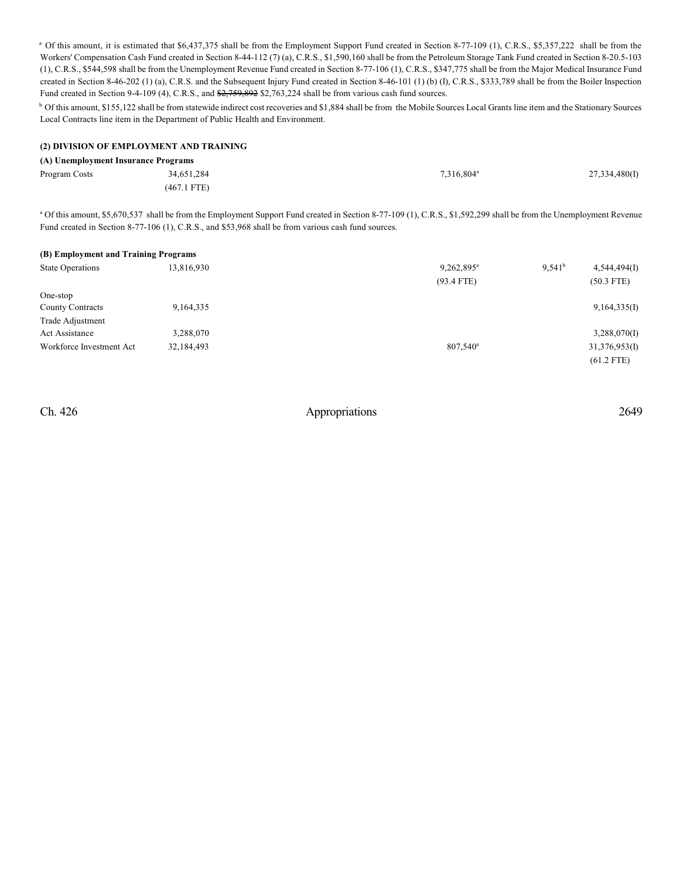[a] Of this amount, it is estimated that $6,437,375 shall be from the Employment Support Fund created in Section 8-77-109 (1), C.R.S., $5,357,222 shall be from the Workers' Compensation Cash Fund created in Section 8-44-112 (7) (a), C.R.S., $1,590,160 shall be from the Petroleum Storage Tank Fund created in Section 8-20.5-103 (1), C.R.S., $544,598 shall be from the Unemployment Revenue Fund created in Section 8-77-106 (1), C.R.S., $347,775 shall be from the Major Medical Insurance Fund created in Section 8-46-202 (1) (a), C.R.S. and the Subsequent Injury Fund created in Section 8-46-101 (1) (b) (I), C.R.S., $333,789 shall be from the Boiler Inspection Fund created in Section 9-4-109 (4), C.R.S., and ~~$2,759,892~~ $2,763,224 shall be from various cash fund sources.

[b] Of this amount, $155,122 shall be from statewide indirect cost recoveries and $1,884 shall be from the Mobile Sources Local Grants line item and the Stationary Sources Local Contracts line item in the Department of Public Health and Environment.

**(2) DIVISION OF EMPLOYMENT AND TRAINING**

**(A) Unemployment Insurance Programs**

| | | | | | |
|---|---|---|---|---|---|
| Program Costs | 34,651,284 | | 7,316,804[a] | | 27,334,480(I) |
| | (467.1 FTE) | | | | |

[a] Of this amount, $5,670,537 shall be from the Employment Support Fund created in Section 8-77-109 (1), C.R.S., $1,592,299 shall be from the Unemployment Revenue Fund created in Section 8-77-106 (1), C.R.S., and $53,968 shall be from various cash fund sources.

**(B) Employment and Training Programs**

| | | | | | |
|---|---|---|---|---|---|
| State Operations | 13,816,930 | | 9,262,895[a] | 9,541[b] | 4,544,494(I) |
| | | | (93.4 FTE) | | (50.3 FTE) |
| One-stop County Contracts | 9,164,335 | | | | 9,164,335(I) |
| Trade Adjustment Act Assistance | 3,288,070 | | | | 3,288,070(I) |
| Workforce Investment Act | 32,184,493 | | 807,540[a] | | 31,376,953(I) |
| | | | | | (61.2 FTE) |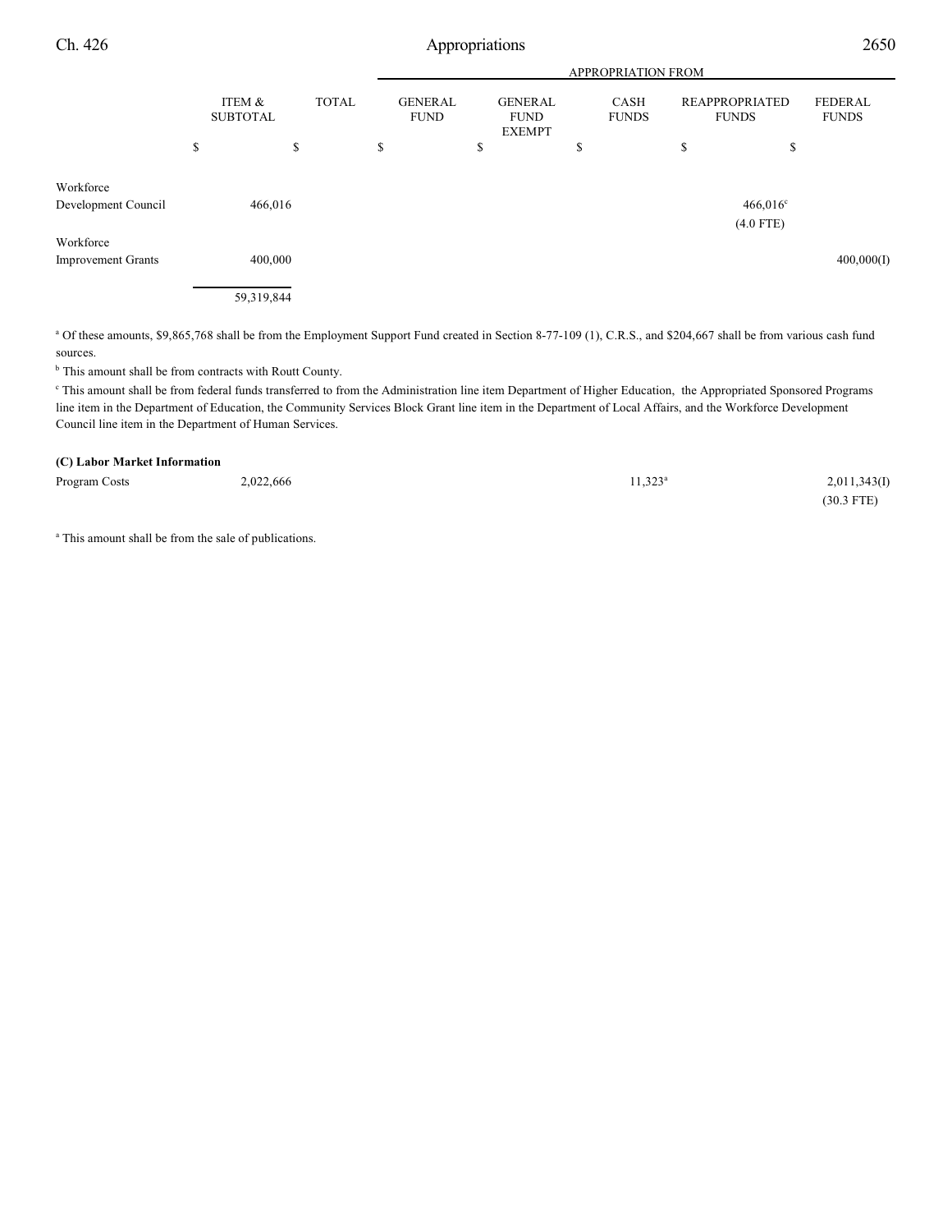| | ITEM & SUBTOTAL | TOTAL | GENERAL FUND | GENERAL FUND EXEMPT | CASH FUNDS | REAPPROPRIATED FUNDS | FEDERAL FUNDS |
|---|---|---|---|---|---|---|---|
| | | | APPROPRIATION FROM | | | | |
| | $ | $ | $ | $ | $ | $ | $ |
| Workforce Development Council | 466,016 | | | | | 466,016[c] (4.0 FTE) | |
| Workforce Improvement Grants | 400,000 | | | | | | 400,000(I) |
| | 59,319,844 | | | | | | |

[a] Of these amounts, $9,865,768 shall be from the Employment Support Fund created in Section 8-77-109 (1), C.R.S., and $204,667 shall be from various cash fund sources.

[b] This amount shall be from contracts with Routt County.

[c] This amount shall be from federal funds transferred to from the Administration line item Department of Higher Education, the Appropriated Sponsored Programs line item in the Department of Education, the Community Services Block Grant line item in the Department of Local Affairs, and the Workforce Development Council line item in the Department of Human Services.

**(C) Labor Market Information**

| | ITEM & SUBTOTAL | TOTAL | GENERAL FUND | GENERAL FUND EXEMPT | CASH FUNDS | REAPPROPRIATED FUNDS | FEDERAL FUNDS |
|---|---|---|---|---|---|---|---|
| Program Costs | 2,022,666 | | | | 11,323[a] | | 2,011,343(I) (30.3 FTE) |

[a] This amount shall be from the sale of publications.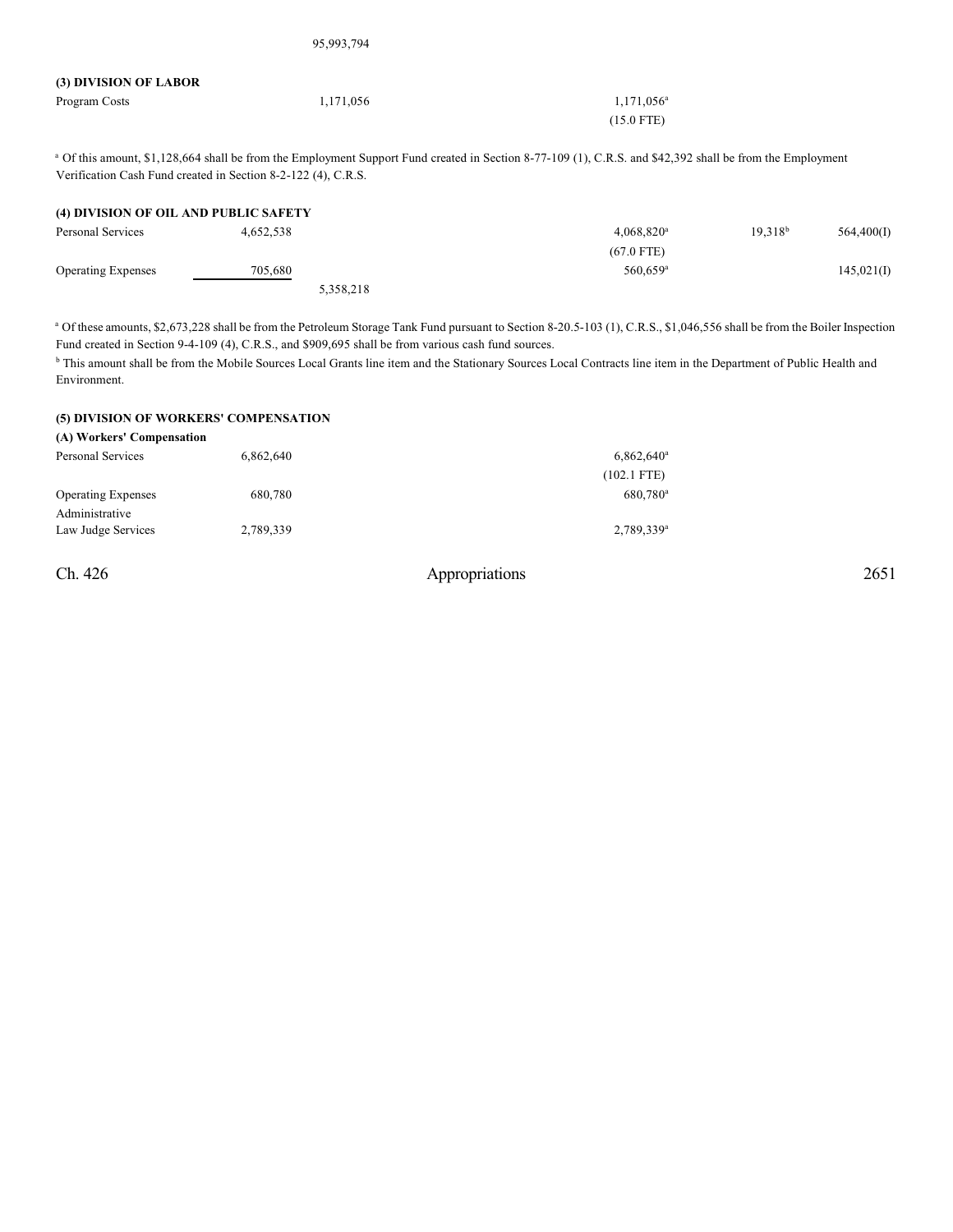| | | | | | | |
|---|---|---|---|---|---|---|
| | | 95,993,794 | | | | |

### (3) DIVISION OF LABOR

| | | | | | | |
|---|---|---|---|---|---|---|
| Program Costs | | 1,171,056 | | 1,171,056[a] | | |
| | | | | (15.0 FTE) | | |

[a] Of this amount, $1,128,664 shall be from the Employment Support Fund created in Section 8-77-109 (1), C.R.S. and $42,392 shall be from the Employment Verification Cash Fund created in Section 8-2-122 (4), C.R.S.

### (4) DIVISION OF OIL AND PUBLIC SAFETY

| | | | | | | |
|---|---|---|---|---|---|---|
| Personal Services | 4,652,538 | | | 4,068,820[a] | 19,318[b] | 564,400(I) |
| | | | | (67.0 FTE) | | |
| Operating Expenses | 705,680 | | | 560,659[a] | | 145,021(I) |
| | | 5,358,218 | | | | |

[a] Of these amounts, $2,673,228 shall be from the Petroleum Storage Tank Fund pursuant to Section 8-20.5-103 (1), C.R.S., $1,046,556 shall be from the Boiler Inspection Fund created in Section 9-4-109 (4), C.R.S., and $909,695 shall be from various cash fund sources.

[b] This amount shall be from the Mobile Sources Local Grants line item and the Stationary Sources Local Contracts line item in the Department of Public Health and Environment.

### (5) DIVISION OF WORKERS' COMPENSATION

#### (A) Workers' Compensation

| | | | | | | |
|---|---|---|---|---|---|---|
| Personal Services | 6,862,640 | | | 6,862,640[a] | | |
| | | | | (102.1 FTE) | | |
| Operating Expenses | 680,780 | | | 680,780[a] | | |
| Administrative Law Judge Services | 2,789,339 | | | 2,789,339[a] | | |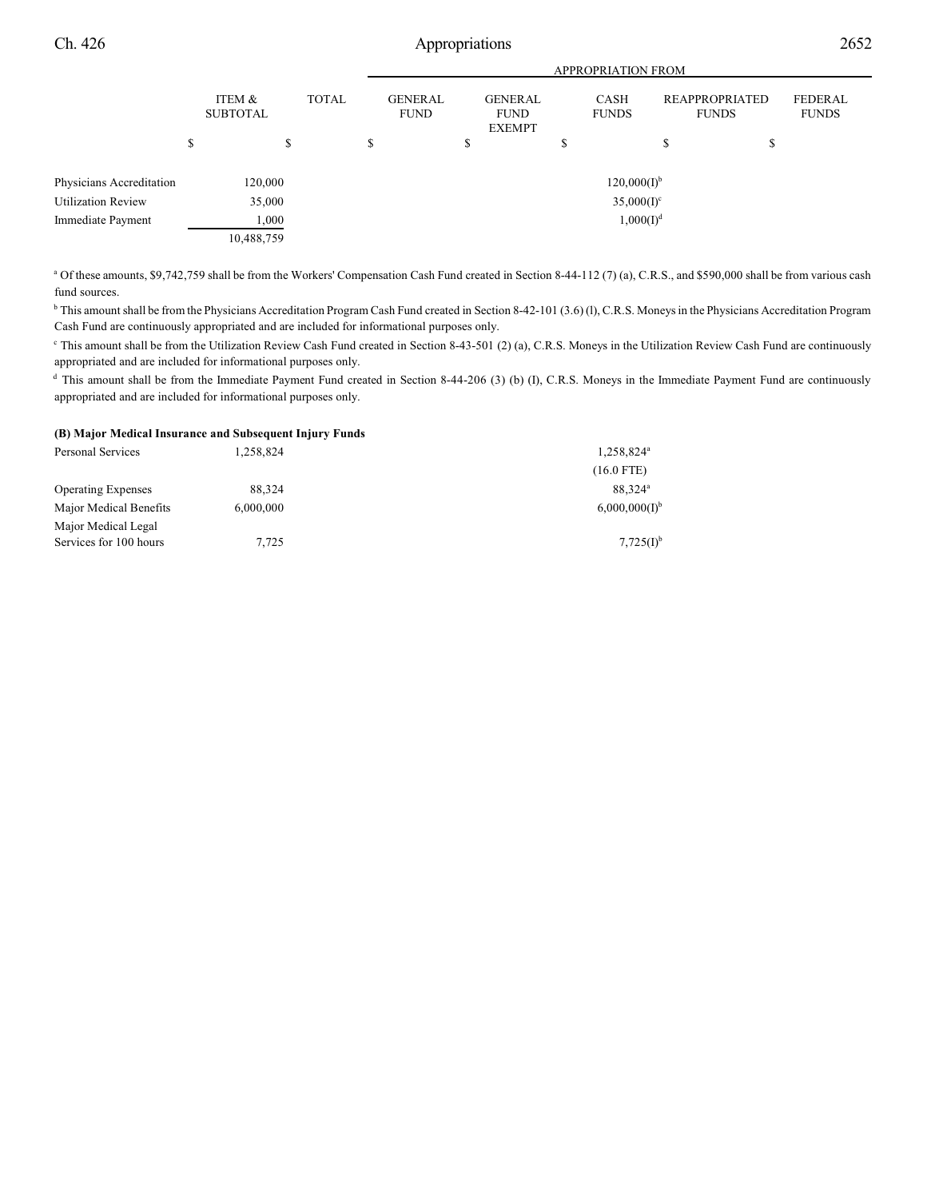| | ITEM & SUBTOTAL | TOTAL | GENERAL FUND | GENERAL FUND EXEMPT | CASH FUNDS | REAPPROPRIATED FUNDS | FEDERAL FUNDS |
|---|---|---|---|---|---|---|---|
| | | | APPROPRIATION FROM | | | | |
| | $ | $ | $ | $ | $ | $ | $ |
| Physicians Accreditation | 120,000 | | | | 120,000(I)[b] | | |
| Utilization Review | 35,000 | | | | 35,000(I)[c] | | |
| Immediate Payment | 1,000 | | | | 1,000(I)[d] | | |
| | 10,488,759 | | | | | | |

[a] Of these amounts, $9,742,759 shall be from the Workers' Compensation Cash Fund created in Section 8-44-112 (7) (a), C.R.S., and $590,000 shall be from various cash fund sources.

[b] This amount shall be from the Physicians Accreditation Program Cash Fund created in Section 8-42-101 (3.6) (l), C.R.S. Moneys in the Physicians Accreditation Program Cash Fund are continuously appropriated and are included for informational purposes only.

[c] This amount shall be from the Utilization Review Cash Fund created in Section 8-43-501 (2) (a), C.R.S. Moneys in the Utilization Review Cash Fund are continuously appropriated and are included for informational purposes only.

[d] This amount shall be from the Immediate Payment Fund created in Section 8-44-206 (3) (b) (I), C.R.S. Moneys in the Immediate Payment Fund are continuously appropriated and are included for informational purposes only.

**(B) Major Medical Insurance and Subsequent Injury Funds**

| | ITEM & SUBTOTAL | TOTAL | GENERAL FUND | GENERAL FUND EXEMPT | CASH FUNDS | REAPPROPRIATED FUNDS | FEDERAL FUNDS |
|---|---|---|---|---|---|---|---|
| Personal Services | 1,258,824 | | | | 1,258,824[a] (16.0 FTE) | | |
| Operating Expenses | 88,324 | | | | 88,324[a] | | |
| Major Medical Benefits | 6,000,000 | | | | 6,000,000(I)[b] | | |
| Major Medical Legal Services for 100 hours | 7,725 | | | | 7,725(I)[b] | | |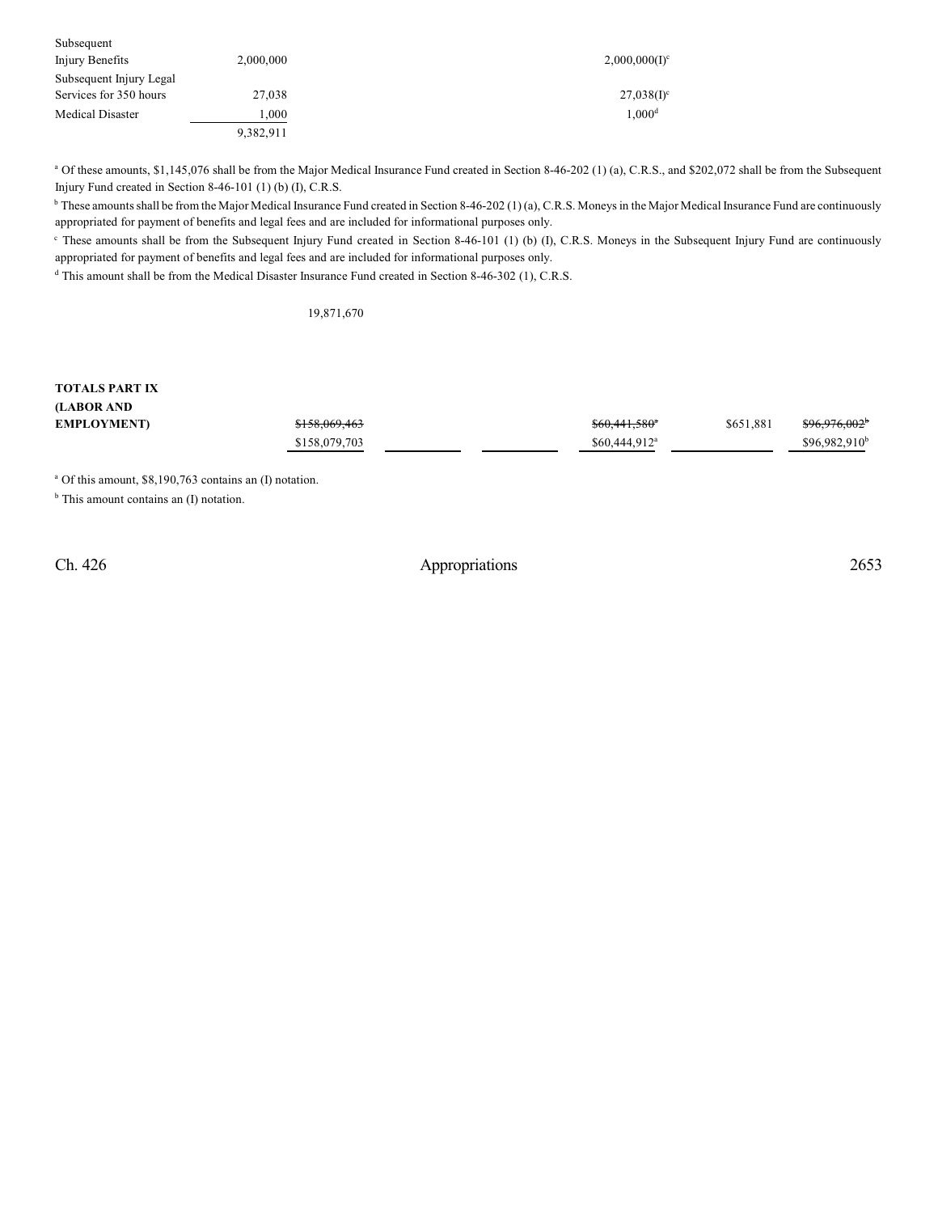| | | | | | | |
|---|---|---|---|---|---|---|
| Subsequent Injury Benefits | 2,000,000 | | | 2,000,000(I)[c] | | |
| Subsequent Injury Legal Services for 350 hours | 27,038 | | | 27,038(I)[c] | | |
| Medical Disaster | 1,000 | | | 1,000[d] | | |
| | 9,382,911 | | | | | |

[a] Of these amounts, $1,145,076 shall be from the Major Medical Insurance Fund created in Section 8-46-202 (1) (a), C.R.S., and $202,072 shall be from the Subsequent Injury Fund created in Section 8-46-101 (1) (b) (I), C.R.S.

[b] These amounts shall be from the Major Medical Insurance Fund created in Section 8-46-202 (1) (a), C.R.S. Moneys in the Major Medical Insurance Fund are continuously appropriated for payment of benefits and legal fees and are included for informational purposes only.

[c] These amounts shall be from the Subsequent Injury Fund created in Section 8-46-101 (1) (b) (I), C.R.S. Moneys in the Subsequent Injury Fund are continuously appropriated for payment of benefits and legal fees and are included for informational purposes only.

[d] This amount shall be from the Medical Disaster Insurance Fund created in Section 8-46-302 (1), C.R.S.

19,871,670

| | | | | | | |
|---|---|---|---|---|---|---|
| **TOTALS PART IX (LABOR AND EMPLOYMENT)** | ~~$158,069,463~~ | | | ~~$60,441,580~~[a] | $651,881 | ~~$96,976,002~~[b] |
| | $158,079,703 | | | $60,444,912[a] | | $96,982,910[b] |

[a] Of this amount, $8,190,763 contains an (I) notation.

[b] This amount contains an (I) notation.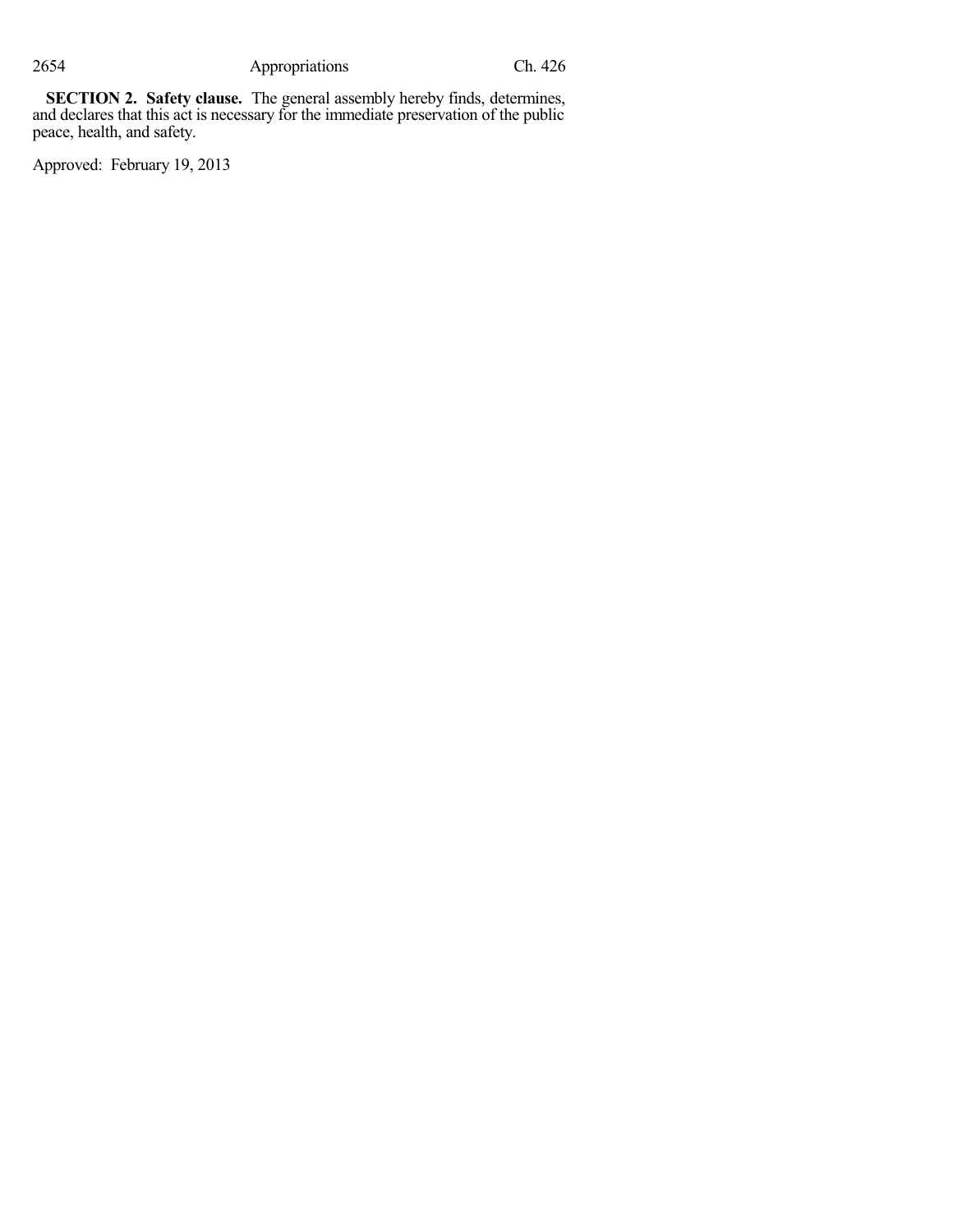**SECTION 2. Safety clause.** The general assembly hereby finds, determines, and declares that this act is necessary for the immediate preservation of the public peace, health, and safety.

Approved: February 19, 2013